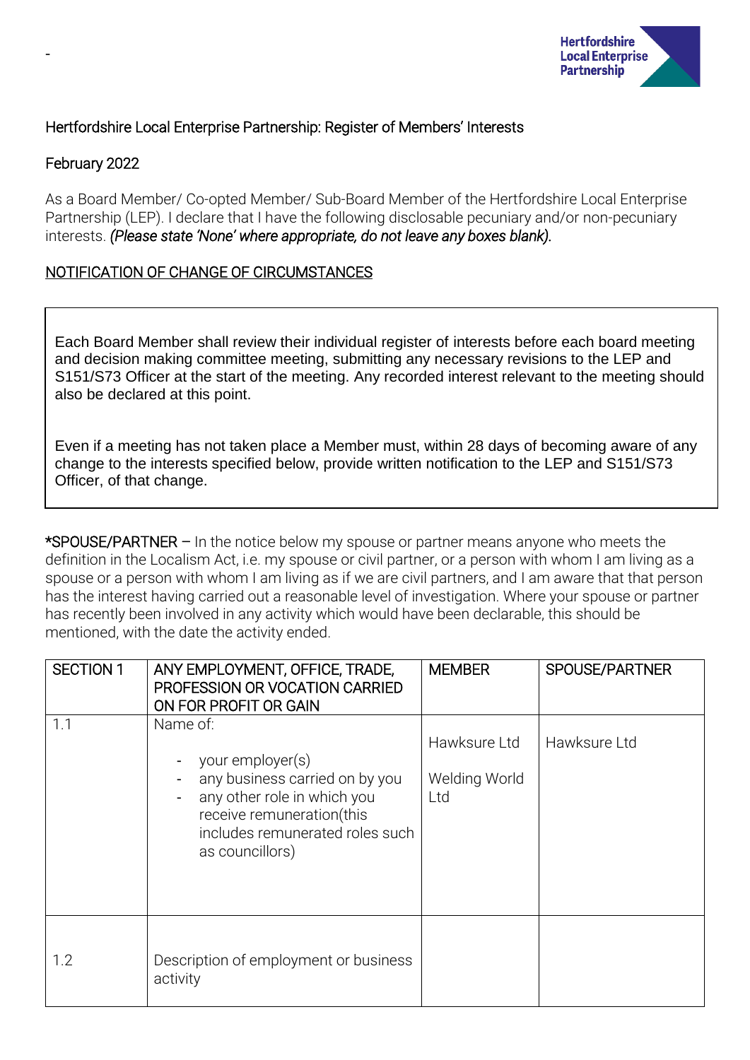-

Hertfordshire Local Enterprise Partnership

Hertfordshire Local Enterprise Partnership: Register of Members' Interests

February 2022

As a Board Member/ Co-opted Member/ Sub-Board Member of the Hertfordshire Local Enterprise Partnership (LEP). I declare that I have the following disclosable pecuniary and/or non-pecuniary interests. *(Please state 'None' where appropriate, do not leave any boxes blank).*

<u>NOTIFICATION OF CHANGE OF CIRCUMSTANCES</u>

Each Board Member shall review their individual register of interests before each board meeting and decision making committee meeting, submitting any necessary revisions to the LEP and S151/S73 Officer at the start of the meeting. Any recorded interest relevant to the meeting should also be declared at this point.

Even if a meeting has not taken place a Member must, within 28 days of becoming aware of any change to the interests specified below, provide written notification to the LEP and S151/S73 Officer, of that change.

*SPOUSE/PARTNER – In the notice below my spouse or partner means anyone who meets the definition in the Localism Act, i.e. my spouse or civil partner, or a person with whom I am living as a spouse or a person with whom I am living as if we are civil partners, and I am aware that that person has the interest having carried out a reasonable level of investigation. Where your spouse or partner has recently been involved in any activity which would have been declarable, this should be mentioned, with the date the activity ended.

| SECTION 1 | ANY EMPLOYMENT, OFFICE, TRADE, PROFESSION OR VOCATION CARRIED ON FOR PROFIT OR GAIN | MEMBER | SPOUSE/PARTNER |
|---|---|---|---|
| 1.1 | Name of:<br>- your employer(s)<br>- any business carried on by you<br>- any other role in which you receive remuneration(this includes remunerated roles such as councillors) | Hawksure Ltd<br><br>Welding World Ltd | Hawksure Ltd |
| 1.2 | Description of employment or business activity | | |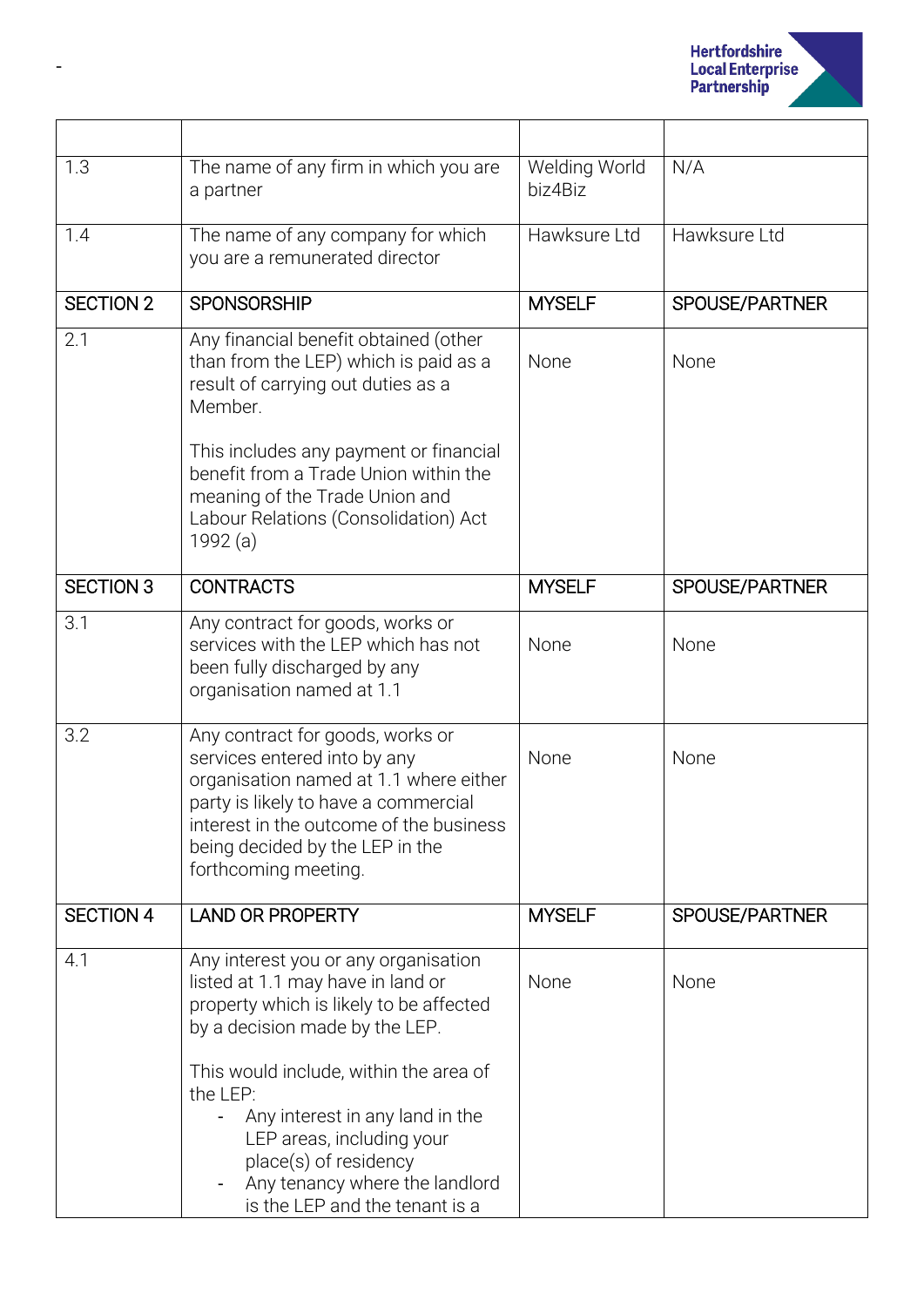| | | | |
|---|---|---|---|
| 1.3 | The name of any firm in which you are a partner | Welding World biz4Biz | N/A |
| 1.4 | The name of any company for which you are a remunerated director | Hawksure Ltd | Hawksure Ltd |
| SECTION 2 | SPONSORSHIP | MYSELF | SPOUSE/PARTNER |
| 2.1 | Any financial benefit obtained (other than from the LEP) which is paid as a result of carrying out duties as a Member.<br><br>This includes any payment or financial benefit from a Trade Union within the meaning of the Trade Union and Labour Relations (Consolidation) Act 1992 (a) | None | None |
| SECTION 3 | CONTRACTS | MYSELF | SPOUSE/PARTNER |
| 3.1 | Any contract for goods, works or services with the LEP which has not been fully discharged by any organisation named at 1.1 | None | None |
| 3.2 | Any contract for goods, works or services entered into by any organisation named at 1.1 where either party is likely to have a commercial interest in the outcome of the business being decided by the LEP in the forthcoming meeting. | None | None |
| SECTION 4 | LAND OR PROPERTY | MYSELF | SPOUSE/PARTNER |
| 4.1 | Any interest you or any organisation listed at 1.1 may have in land or property which is likely to be affected by a decision made by the LEP.<br><br>This would include, within the area of the LEP:<br>- Any interest in any land in the LEP areas, including your place(s) of residency<br>- Any tenancy where the landlord is the LEP and the tenant is a | None | None |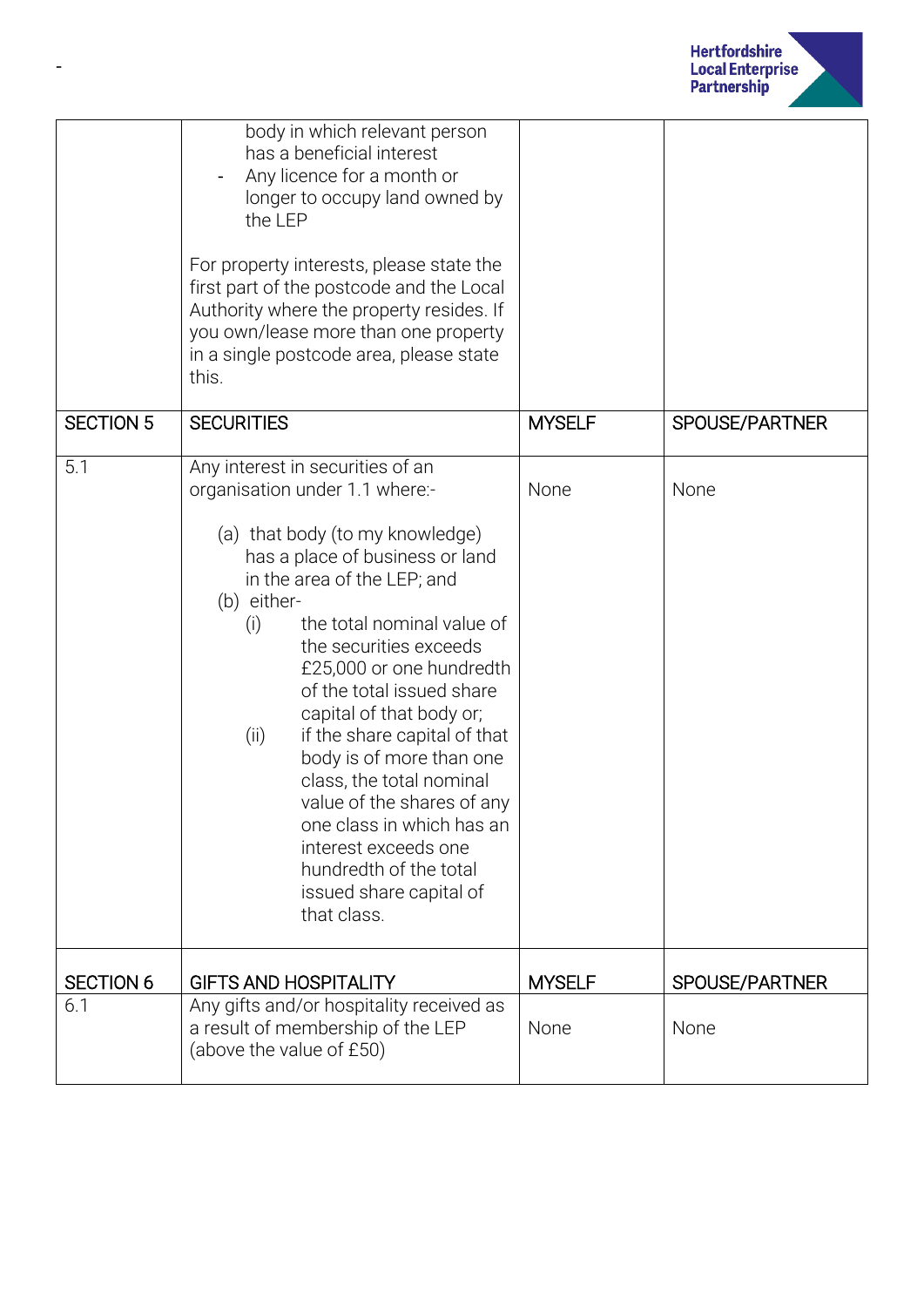| | | | |
|---|---|---|---|
| | - body in which relevant person has a beneficial interest<br>- Any licence for a month or longer to occupy land owned by the LEP<br><br>For property interests, please state the first part of the postcode and the Local Authority where the property resides. If you own/lease more than one property in a single postcode area, please state this. | | |
| SECTION 5 | SECURITIES | MYSELF | SPOUSE/PARTNER |
| 5.1 | Any interest in securities of an organisation under 1.1 where:-<br><br>(a) that body (to my knowledge) has a place of business or land in the area of the LEP; and<br>(b) either-<br>(i) the total nominal value of the securities exceeds £25,000 or one hundredth of the total issued share capital of that body or;<br>(ii) if the share capital of that body is of more than one class, the total nominal value of the shares of any one class in which has an interest exceeds one hundredth of the total issued share capital of that class. | None | None |
| SECTION 6 | GIFTS AND HOSPITALITY | MYSELF | SPOUSE/PARTNER |
| 6.1 | Any gifts and/or hospitality received as a result of membership of the LEP (above the value of £50) | None | None |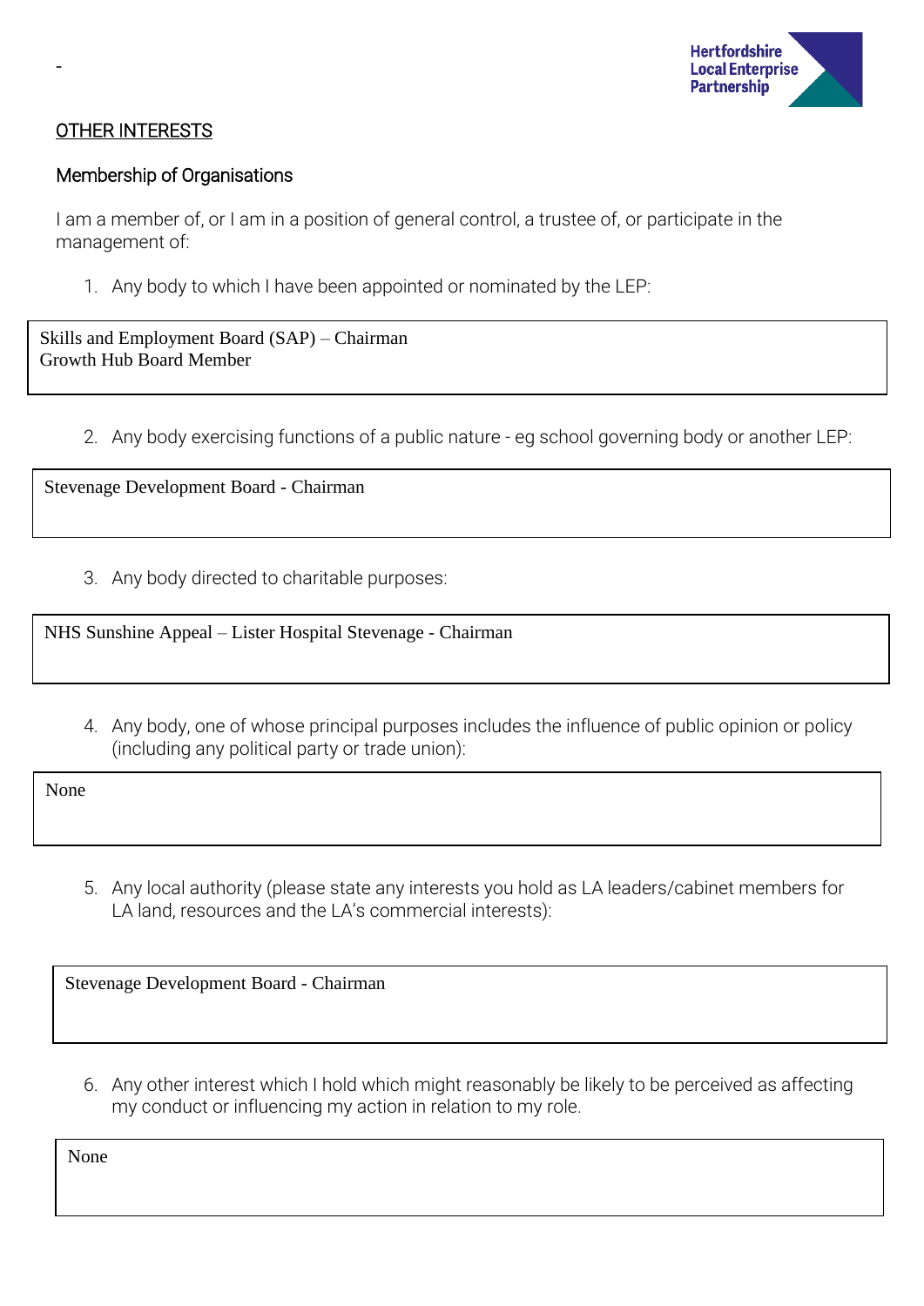-

## OTHER INTERESTS

### Membership of Organisations

I am a member of, or I am in a position of general control, a trustee of, or participate in the management of:

1. Any body to which I have been appointed or nominated by the LEP:

| Skills and Employment Board (SAP) – Chairman<br>Growth Hub Board Member |
|---|

2. Any body exercising functions of a public nature - eg school governing body or another LEP:

| Stevenage Development Board - Chairman |
|---|

3. Any body directed to charitable purposes:

| NHS Sunshine Appeal – Lister Hospital Stevenage - Chairman |
|---|

4. Any body, one of whose principal purposes includes the influence of public opinion or policy (including any political party or trade union):

| None |
|---|

5. Any local authority (please state any interests you hold as LA leaders/cabinet members for LA land, resources and the LA's commercial interests):

| Stevenage Development Board - Chairman |
|---|

6. Any other interest which I hold which might reasonably be likely to be perceived as affecting my conduct or influencing my action in relation to my role.

| None |
|---|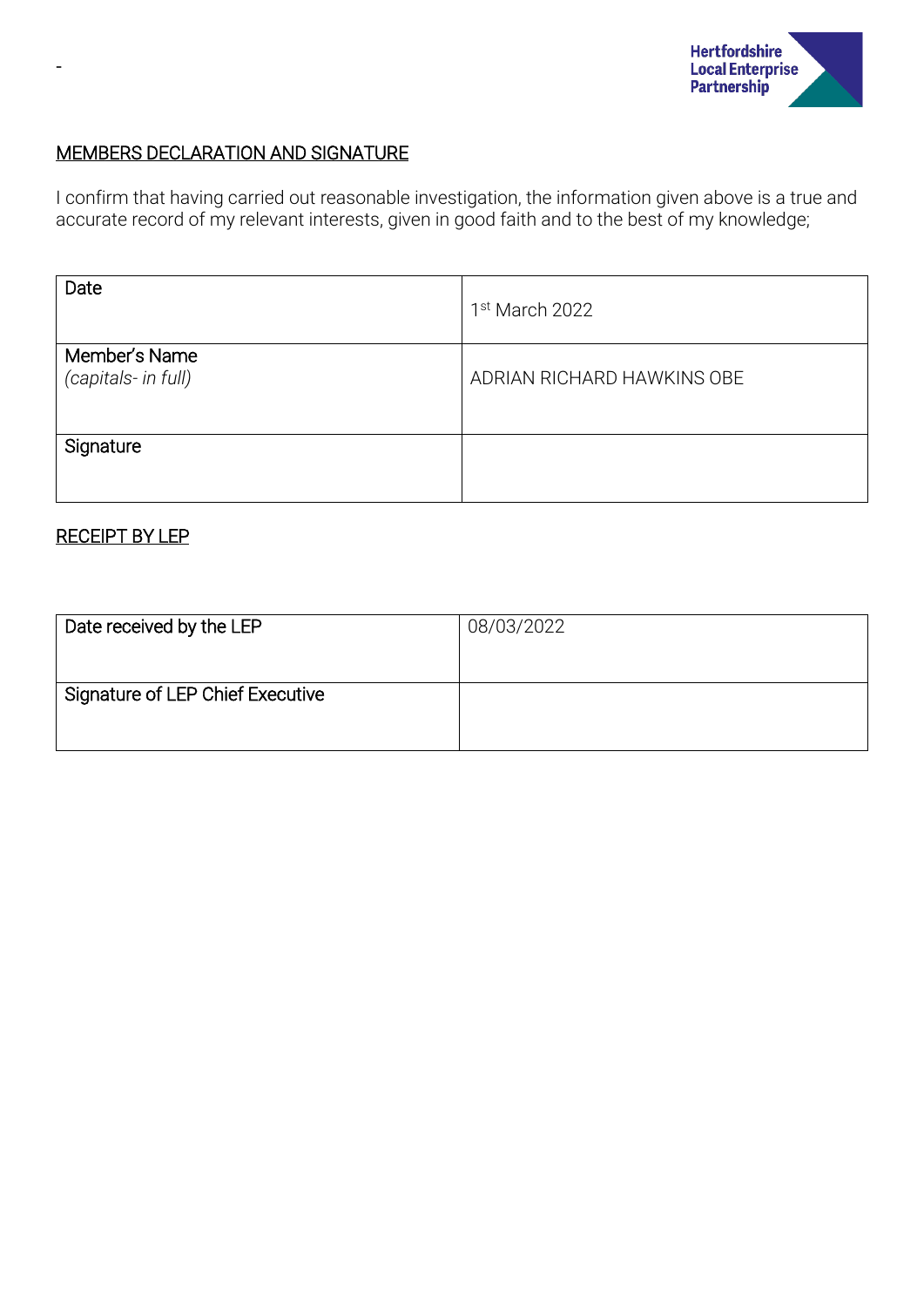-

## MEMBERS DECLARATION AND SIGNATURE

I confirm that having carried out reasonable investigation, the information given above is a true and accurate record of my relevant interests, given in good faith and to the best of my knowledge;

| | |
|---|---|
| Date | 1st March 2022 |
| Member's Name<br>*(capitals- in full)* | ADRIAN RICHARD HAWKINS OBE |
| Signature | |

## RECEIPT BY LEP

| | |
|---|---|
| Date received by the LEP | 08/03/2022 |
| Signature of LEP Chief Executive | |